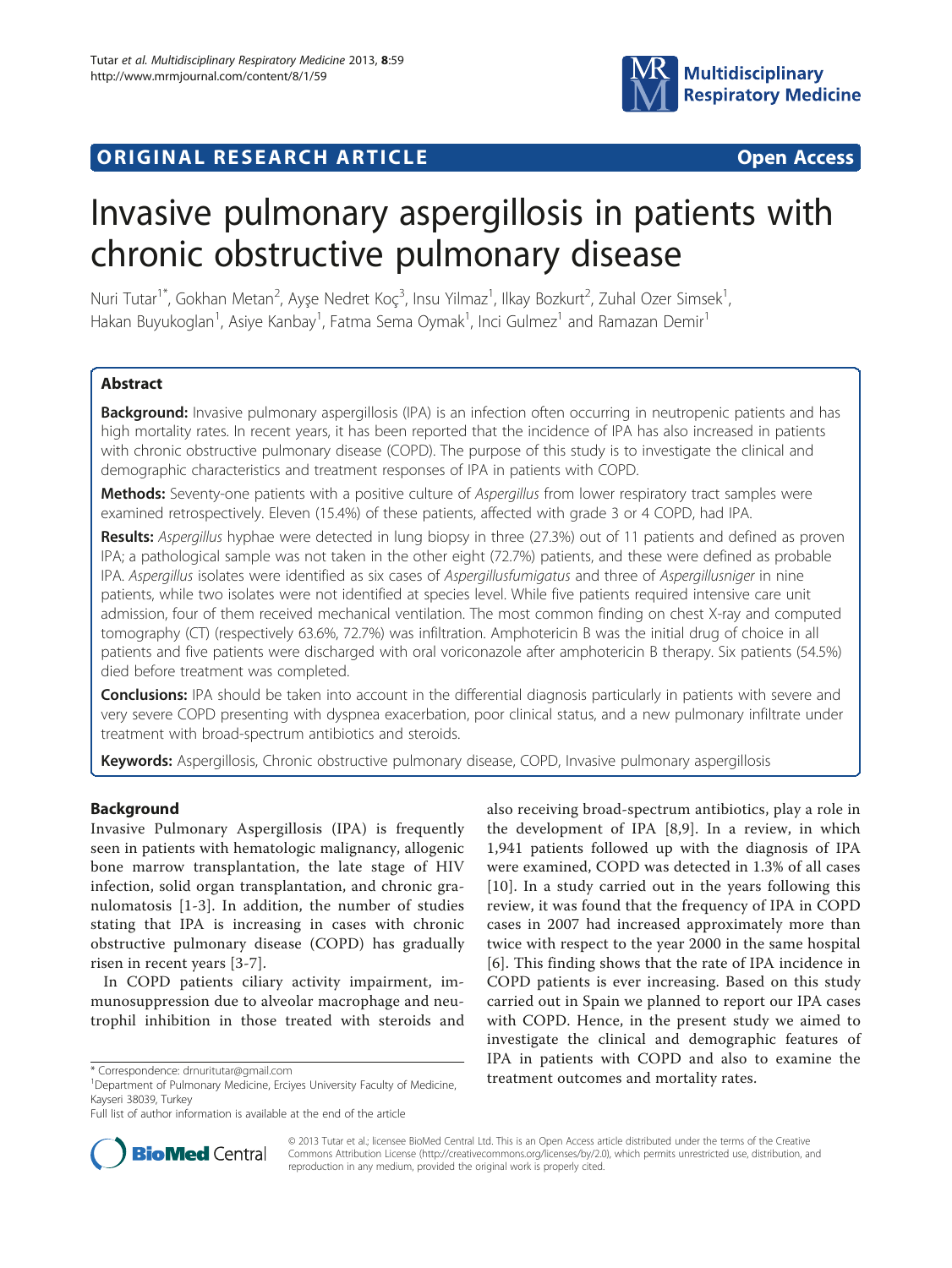ORIGINAL RESEARCH ARTICLE Open Access

# Invasive pulmonary aspergillosis in patients with chronic obstructive pulmonary disease

Nuri Tutar[1*], Gokhan Metan[2], Ayşe Nedret Koç[3], Insu Yilmaz[1], Ilkay Bozkurt[2], Zuhal Ozer Simsek[1], Hakan Buyukoglan[1], Asiye Kanbay[1], Fatma Sema Oymak[1], Inci Gulmez[1] and Ramazan Demir[1]

## Abstract

**Background:** Invasive pulmonary aspergillosis (IPA) is an infection often occurring in neutropenic patients and has high mortality rates. In recent years, it has been reported that the incidence of IPA has also increased in patients with chronic obstructive pulmonary disease (COPD). The purpose of this study is to investigate the clinical and demographic characteristics and treatment responses of IPA in patients with COPD.

**Methods:** Seventy-one patients with a positive culture of *Aspergillus* from lower respiratory tract samples were examined retrospectively. Eleven (15.4%) of these patients, affected with grade 3 or 4 COPD, had IPA.

**Results:** *Aspergillus* hyphae were detected in lung biopsy in three (27.3%) out of 11 patients and defined as proven IPA; a pathological sample was not taken in the other eight (72.7%) patients, and these were defined as probable IPA. *Aspergillus* isolates were identified as six cases of *Aspergillusfumigatus* and three of *Aspergillusniger* in nine patients, while two isolates were not identified at species level. While five patients required intensive care unit admission, four of them received mechanical ventilation. The most common finding on chest X-ray and computed tomography (CT) (respectively 63.6%, 72.7%) was infiltration. Amphotericin B was the initial drug of choice in all patients and five patients were discharged with oral voriconazole after amphotericin B therapy. Six patients (54.5%) died before treatment was completed.

**Conclusions:** IPA should be taken into account in the differential diagnosis particularly in patients with severe and very severe COPD presenting with dyspnea exacerbation, poor clinical status, and a new pulmonary infiltrate under treatment with broad-spectrum antibiotics and steroids.

**Keywords:** Aspergillosis, Chronic obstructive pulmonary disease, COPD, Invasive pulmonary aspergillosis

## Background

Invasive Pulmonary Aspergillosis (IPA) is frequently seen in patients with hematologic malignancy, allogenic bone marrow transplantation, the late stage of HIV infection, solid organ transplantation, and chronic granulomatosis [1-3]. In addition, the number of studies stating that IPA is increasing in cases with chronic obstructive pulmonary disease (COPD) has gradually risen in recent years [3-7].

In COPD patients ciliary activity impairment, immunosuppression due to alveolar macrophage and neutrophil inhibition in those treated with steroids and also receiving broad-spectrum antibiotics, play a role in the development of IPA [8,9]. In a review, in which 1,941 patients followed up with the diagnosis of IPA were examined, COPD was detected in 1.3% of all cases [10]. In a study carried out in the years following this review, it was found that the frequency of IPA in COPD cases in 2007 had increased approximately more than twice with respect to the year 2000 in the same hospital [6]. This finding shows that the rate of IPA incidence in COPD patients is ever increasing. Based on this study carried out in Spain we planned to report our IPA cases with COPD. Hence, in the present study we aimed to investigate the clinical and demographic features of IPA in patients with COPD and also to examine the treatment outcomes and mortality rates.

\* Correspondence: drnuritutar@gmail.com
[1]Department of Pulmonary Medicine, Erciyes University Faculty of Medicine, Kayseri 38039, Turkey
Full list of author information is available at the end of the article

© 2013 Tutar et al.; licensee BioMed Central Ltd. This is an Open Access article distributed under the terms of the Creative Commons Attribution License (http://creativecommons.org/licenses/by/2.0), which permits unrestricted use, distribution, and reproduction in any medium, provided the original work is properly cited.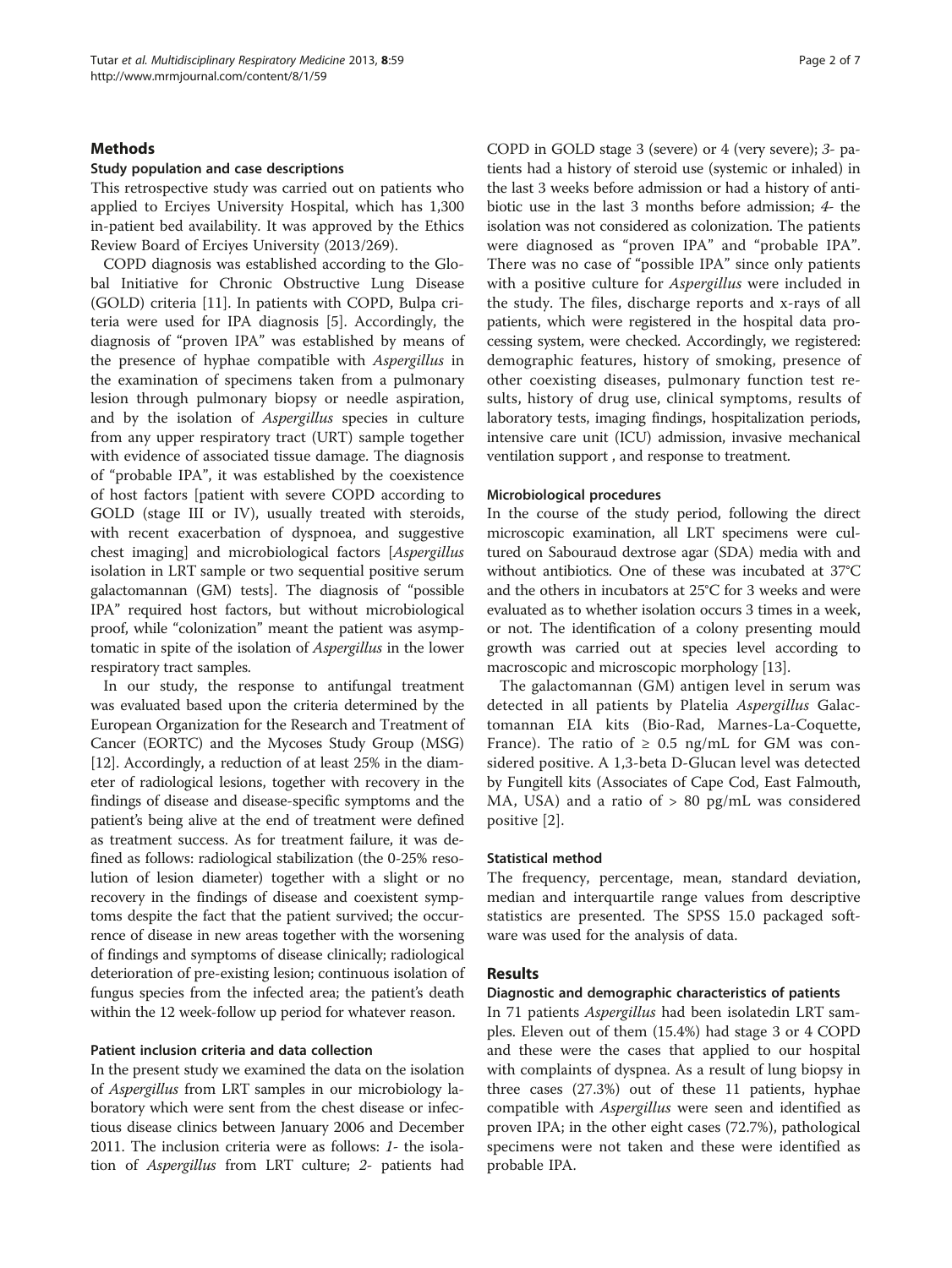## Methods

### Study population and case descriptions

This retrospective study was carried out on patients who applied to Erciyes University Hospital, which has 1,300 in-patient bed availability. It was approved by the Ethics Review Board of Erciyes University (2013/269).

COPD diagnosis was established according to the Global Initiative for Chronic Obstructive Lung Disease (GOLD) criteria [11]. In patients with COPD, Bulpa criteria were used for IPA diagnosis [5]. Accordingly, the diagnosis of "proven IPA" was established by means of the presence of hyphae compatible with *Aspergillus* in the examination of specimens taken from a pulmonary lesion through pulmonary biopsy or needle aspiration, and by the isolation of *Aspergillus* species in culture from any upper respiratory tract (URT) sample together with evidence of associated tissue damage. The diagnosis of "probable IPA", it was established by the coexistence of host factors [patient with severe COPD according to GOLD (stage III or IV), usually treated with steroids, with recent exacerbation of dyspnoea, and suggestive chest imaging] and microbiological factors [*Aspergillus* isolation in LRT sample or two sequential positive serum galactomannan (GM) tests]. The diagnosis of "possible IPA" required host factors, but without microbiological proof, while "colonization" meant the patient was asymptomatic in spite of the isolation of *Aspergillus* in the lower respiratory tract samples.

In our study, the response to antifungal treatment was evaluated based upon the criteria determined by the European Organization for the Research and Treatment of Cancer (EORTC) and the Mycoses Study Group (MSG) [12]. Accordingly, a reduction of at least 25% in the diameter of radiological lesions, together with recovery in the findings of disease and disease-specific symptoms and the patient's being alive at the end of treatment were defined as treatment success. As for treatment failure, it was defined as follows: radiological stabilization (the 0-25% resolution of lesion diameter) together with a slight or no recovery in the findings of disease and coexistent symptoms despite the fact that the patient survived; the occurrence of disease in new areas together with the worsening of findings and symptoms of disease clinically; radiological deterioration of pre-existing lesion; continuous isolation of fungus species from the infected area; the patient's death within the 12 week-follow up period for whatever reason.

### Patient inclusion criteria and data collection

In the present study we examined the data on the isolation of *Aspergillus* from LRT samples in our microbiology laboratory which were sent from the chest disease or infectious disease clinics between January 2006 and December 2011. The inclusion criteria were as follows: *1-* the isolation of *Aspergillus* from LRT culture; *2-* patients had COPD in GOLD stage 3 (severe) or 4 (very severe); *3-* patients had a history of steroid use (systemic or inhaled) in the last 3 weeks before admission or had a history of antibiotic use in the last 3 months before admission; *4-* the isolation was not considered as colonization. The patients were diagnosed as "proven IPA" and "probable IPA". There was no case of "possible IPA" since only patients with a positive culture for *Aspergillus* were included in the study. The files, discharge reports and x-rays of all patients, which were registered in the hospital data processing system, were checked. Accordingly, we registered: demographic features, history of smoking, presence of other coexisting diseases, pulmonary function test results, history of drug use, clinical symptoms, results of laboratory tests, imaging findings, hospitalization periods, intensive care unit (ICU) admission, invasive mechanical ventilation support , and response to treatment.

### Microbiological procedures

In the course of the study period, following the direct microscopic examination, all LRT specimens were cultured on Sabouraud dextrose agar (SDA) media with and without antibiotics. One of these was incubated at 37°C and the others in incubators at 25°C for 3 weeks and were evaluated as to whether isolation occurs 3 times in a week, or not. The identification of a colony presenting mould growth was carried out at species level according to macroscopic and microscopic morphology [13].

The galactomannan (GM) antigen level in serum was detected in all patients by Platelia *Aspergillus* Galactomannan EIA kits (Bio-Rad, Marnes-La-Coquette, France). The ratio of ≥ 0.5 ng/mL for GM was considered positive. A 1,3-beta D-Glucan level was detected by Fungitell kits (Associates of Cape Cod, East Falmouth, MA, USA) and a ratio of > 80 pg/mL was considered positive [2].

### Statistical method

The frequency, percentage, mean, standard deviation, median and interquartile range values from descriptive statistics are presented. The SPSS 15.0 packaged software was used for the analysis of data.

## Results

### Diagnostic and demographic characteristics of patients

In 71 patients *Aspergillus* had been isolatedin LRT samples. Eleven out of them (15.4%) had stage 3 or 4 COPD and these were the cases that applied to our hospital with complaints of dyspnea. As a result of lung biopsy in three cases (27.3%) out of these 11 patients, hyphae compatible with *Aspergillus* were seen and identified as proven IPA; in the other eight cases (72.7%), pathological specimens were not taken and these were identified as probable IPA.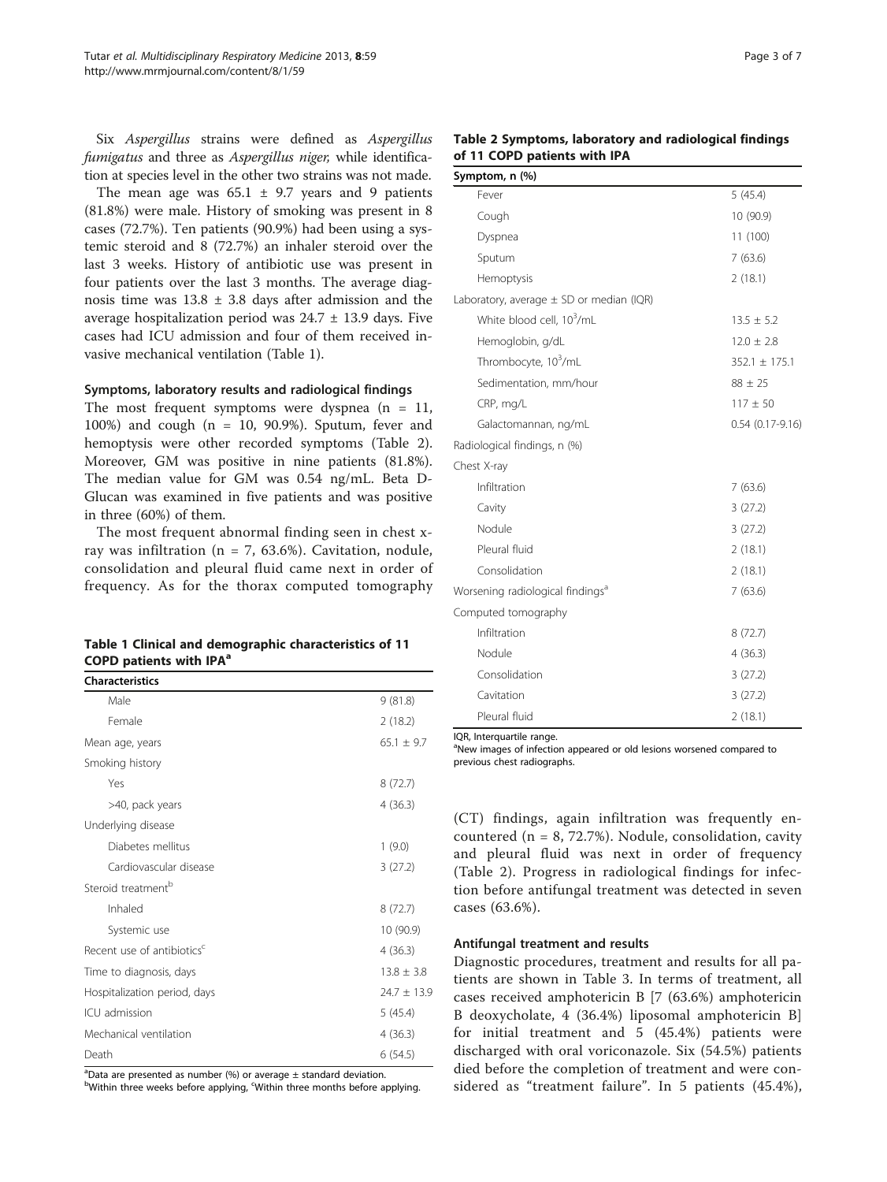Six *Aspergillus* strains were defined as *Aspergillus fumigatus* and three as *Aspergillus niger,* while identification at species level in the other two strains was not made.

The mean age was 65.1 ± 9.7 years and 9 patients (81.8%) were male. History of smoking was present in 8 cases (72.7%). Ten patients (90.9%) had been using a systemic steroid and 8 (72.7%) an inhaler steroid over the last 3 weeks. History of antibiotic use was present in four patients over the last 3 months. The average diagnosis time was 13.8 ± 3.8 days after admission and the average hospitalization period was 24.7 ± 13.9 days. Five cases had ICU admission and four of them received invasive mechanical ventilation (Table 1).

### Symptoms, laboratory results and radiological findings

The most frequent symptoms were dyspnea (n = 11, 100%) and cough (n = 10, 90.9%). Sputum, fever and hemoptysis were other recorded symptoms (Table 2). Moreover, GM was positive in nine patients (81.8%). The median value for GM was 0.54 ng/mL. Beta D-Glucan was examined in five patients and was positive in three (60%) of them.

The most frequent abnormal finding seen in chest x-ray was infiltration (n = 7, 63.6%). Cavitation, nodule, consolidation and pleural fluid came next in order of frequency. As for the thorax computed tomography (CT) findings, again infiltration was frequently encountered (n = 8, 72.7%). Nodule, consolidation, cavity and pleural fluid was next in order of frequency (Table 2). Progress in radiological findings for infection before antifungal treatment was detected in seven cases (63.6%).

**Table 1 Clinical and demographic characteristics of 11 COPD patients with IPA[a]**

| Characteristics | |
|---|---|
| Male | 9 (81.8) |
| Female | 2 (18.2) |
| Mean age, years | 65.1 ± 9.7 |
| Smoking history | |
| Yes | 8 (72.7) |
| >40, pack years | 4 (36.3) |
| Underlying disease | |
| Diabetes mellitus | 1 (9.0) |
| Cardiovascular disease | 3 (27.2) |
| Steroid treatment[b] | |
| Inhaled | 8 (72.7) |
| Systemic use | 10 (90.9) |
| Recent use of antibiotics[c] | 4 (36.3) |
| Time to diagnosis, days | 13.8 ± 3.8 |
| Hospitalization period, days | 24.7 ± 13.9 |
| ICU admission | 5 (45.4) |
| Mechanical ventilation | 4 (36.3) |
| Death | 6 (54.5) |

[a]Data are presented as number (%) or average ± standard deviation.
[b]Within three weeks before applying, [c]Within three months before applying.

**Table 2 Symptoms, laboratory and radiological findings of 11 COPD patients with IPA**

| Symptom, n (%) | |
|---|---|
| Fever | 5 (45.4) |
| Cough | 10 (90.9) |
| Dyspnea | 11 (100) |
| Sputum | 7 (63.6) |
| Hemoptysis | 2 (18.1) |
| Laboratory, average ± SD or median (IQR) | |
| White blood cell, $10^3$/mL | 13.5 ± 5.2 |
| Hemoglobin, g/dL | 12.0 ± 2.8 |
| Thrombocyte, $10^3$/mL | 352.1 ± 175.1 |
| Sedimentation, mm/hour | 88 ± 25 |
| CRP, mg/L | 117 ± 50 |
| Galactomannan, ng/mL | 0.54 (0.17-9.16) |
| Radiological findings, n (%) | |
| Chest X-ray | |
| Infiltration | 7 (63.6) |
| Cavity | 3 (27.2) |
| Nodule | 3 (27.2) |
| Pleural fluid | 2 (18.1) |
| Consolidation | 2 (18.1) |
| Worsening radiological findings[a] | 7 (63.6) |
| Computed tomography | |
| Infiltration | 8 (72.7) |
| Nodule | 4 (36.3) |
| Consolidation | 3 (27.2) |
| Cavitation | 3 (27.2) |
| Pleural fluid | 2 (18.1) |

IQR, Interquartile range.
[a]New images of infection appeared or old lesions worsened compared to previous chest radiographs.

### Antifungal treatment and results

Diagnostic procedures, treatment and results for all patients are shown in Table 3. In terms of treatment, all cases received amphotericin B [7 (63.6%) amphotericin B deoxycholate, 4 (36.4%) liposomal amphotericin B] for initial treatment and 5 (45.4%) patients were discharged with oral voriconazole. Six (54.5%) patients died before the completion of treatment and were considered as "treatment failure". In 5 patients (45.4%),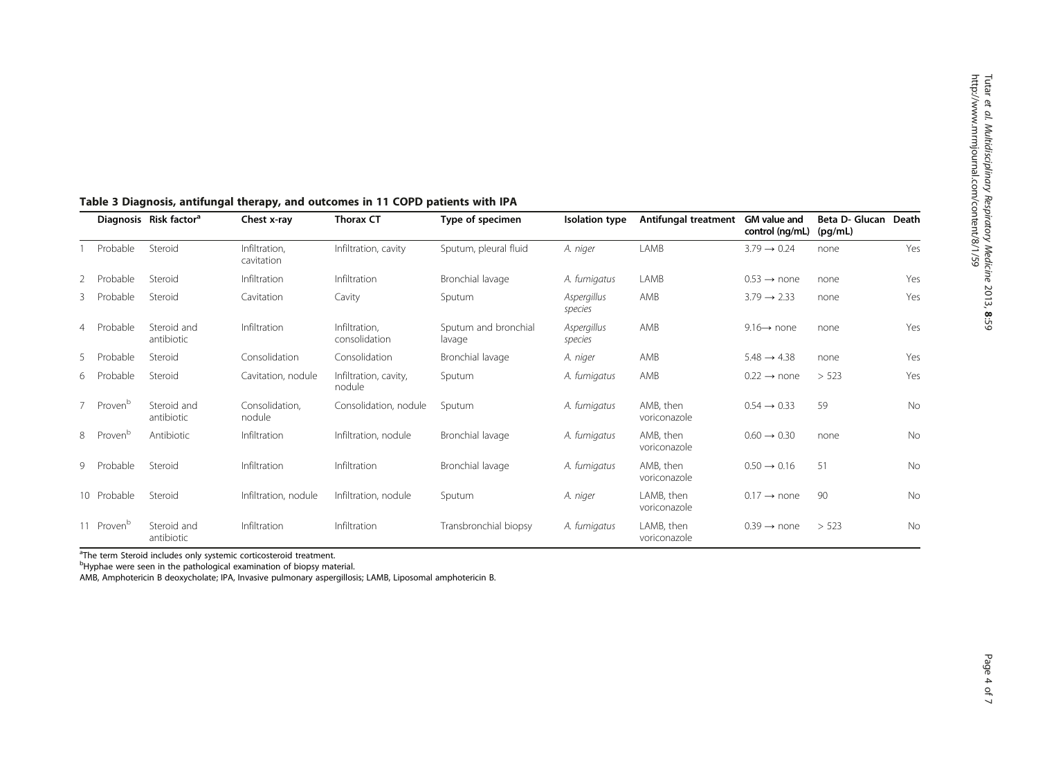**Table 3 Diagnosis, antifungal therapy, and outcomes in 11 COPD patients with IPA**

| | Diagnosis | Risk factor[a] | Chest x-ray | Thorax CT | Type of specimen | Isolation type | Antifungal treatment | GM value and control (ng/mL) | Beta D- Glucan (pg/mL) | Death |
|---|---|---|---|---|---|---|---|---|---|---|
| 1 | Probable | Steroid | Infiltration, cavitation | Infiltration, cavity | Sputum, pleural fluid | *A. niger* | LAMB | 3.79 → 0.24 | none | Yes |
| 2 | Probable | Steroid | Infiltration | Infiltration | Bronchial lavage | *A. fumigatus* | LAMB | 0.53 → none | none | Yes |
| 3 | Probable | Steroid | Cavitation | Cavity | Sputum | *Aspergillus species* | AMB | 3.79 → 2.33 | none | Yes |
| 4 | Probable | Steroid and antibiotic | Infiltration | Infiltration, consolidation | Sputum and bronchial lavage | *Aspergillus species* | AMB | 9.16→ none | none | Yes |
| 5 | Probable | Steroid | Consolidation | Consolidation | Bronchial lavage | *A. niger* | AMB | 5.48 → 4.38 | none | Yes |
| 6 | Probable | Steroid | Cavitation, nodule | Infiltration, cavity, nodule | Sputum | *A. fumigatus* | AMB | 0.22 → none | > 523 | Yes |
| 7 | Proven[b] | Steroid and antibiotic | Consolidation, nodule | Consolidation, nodule | Sputum | *A. fumigatus* | AMB, then voriconazole | 0.54 → 0.33 | 59 | No |
| 8 | Proven[b] | Antibiotic | Infiltration | Infiltration, nodule | Bronchial lavage | *A. fumigatus* | AMB, then voriconazole | 0.60 → 0.30 | none | No |
| 9 | Probable | Steroid | Infiltration | Infiltration | Bronchial lavage | *A. fumigatus* | AMB, then voriconazole | 0.50 → 0.16 | 51 | No |
| 10 | Probable | Steroid | Infiltration, nodule | Infiltration, nodule | Sputum | *A. niger* | LAMB, then voriconazole | 0.17 → none | 90 | No |
| 11 | Proven[b] | Steroid and antibiotic | Infiltration | Infiltration | Transbronchial biopsy | *A. fumigatus* | LAMB, then voriconazole | 0.39 → none | > 523 | No |

[a]The term Steroid includes only systemic corticosteroid treatment.
[b]Hyphae were seen in the pathological examination of biopsy material.
AMB, Amphotericin B deoxycholate; IPA, Invasive pulmonary aspergillosis; LAMB, Liposomal amphotericin B.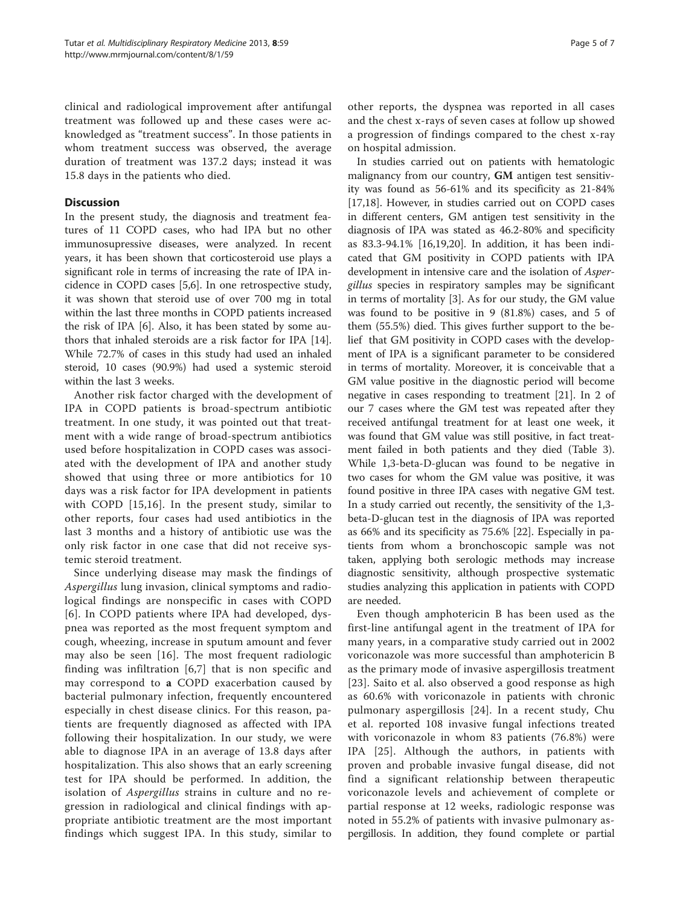clinical and radiological improvement after antifungal treatment was followed up and these cases were acknowledged as "treatment success". In those patients in whom treatment success was observed, the average duration of treatment was 137.2 days; instead it was 15.8 days in the patients who died.

## Discussion

In the present study, the diagnosis and treatment features of 11 COPD cases, who had IPA but no other immunosupressive diseases, were analyzed. In recent years, it has been shown that corticosteroid use plays a significant role in terms of increasing the rate of IPA incidence in COPD cases [5,6]. In one retrospective study, it was shown that steroid use of over 700 mg in total within the last three months in COPD patients increased the risk of IPA [6]. Also, it has been stated by some authors that inhaled steroids are a risk factor for IPA [14]. While 72.7% of cases in this study had used an inhaled steroid, 10 cases (90.9%) had used a systemic steroid within the last 3 weeks.

Another risk factor charged with the development of IPA in COPD patients is broad-spectrum antibiotic treatment. In one study, it was pointed out that treatment with a wide range of broad-spectrum antibiotics used before hospitalization in COPD cases was associated with the development of IPA and another study showed that using three or more antibiotics for 10 days was a risk factor for IPA development in patients with COPD [15,16]. In the present study, similar to other reports, four cases had used antibiotics in the last 3 months and a history of antibiotic use was the only risk factor in one case that did not receive systemic steroid treatment.

Since underlying disease may mask the findings of *Aspergillus* lung invasion, clinical symptoms and radiological findings are nonspecific in cases with COPD [6]. In COPD patients where IPA had developed, dyspnea was reported as the most frequent symptom and cough, wheezing, increase in sputum amount and fever may also be seen [16]. The most frequent radiologic finding was infiltration [6,7] that is non specific and may correspond to **a** COPD exacerbation caused by bacterial pulmonary infection, frequently encountered especially in chest disease clinics. For this reason, patients are frequently diagnosed as affected with IPA following their hospitalization. In our study, we were able to diagnose IPA in an average of 13.8 days after hospitalization. This also shows that an early screening test for IPA should be performed. In addition, the isolation of *Aspergillus* strains in culture and no regression in radiological and clinical findings with appropriate antibiotic treatment are the most important findings which suggest IPA. In this study, similar to other reports, the dyspnea was reported in all cases and the chest x-rays of seven cases at follow up showed a progression of findings compared to the chest x-ray on hospital admission.

In studies carried out on patients with hematologic malignancy from our country, **GM** antigen test sensitivity was found as 56-61% and its specificity as 21-84% [17,18]. However, in studies carried out on COPD cases in different centers, GM antigen test sensitivity in the diagnosis of IPA was stated as 46.2-80% and specificity as 83.3-94.1% [16,19,20]. In addition, it has been indicated that GM positivity in COPD patients with IPA development in intensive care and the isolation of *Aspergillus* species in respiratory samples may be significant in terms of mortality [3]. As for our study, the GM value was found to be positive in 9 (81.8%) cases, and 5 of them (55.5%) died. This gives further support to the belief that GM positivity in COPD cases with the development of IPA is a significant parameter to be considered in terms of mortality. Moreover, it is conceivable that a GM value positive in the diagnostic period will become negative in cases responding to treatment [21]. In 2 of our 7 cases where the GM test was repeated after they received antifungal treatment for at least one week, it was found that GM value was still positive, in fact treatment failed in both patients and they died (Table 3). While 1,3-beta-D-glucan was found to be negative in two cases for whom the GM value was positive, it was found positive in three IPA cases with negative GM test. In a study carried out recently, the sensitivity of the 1,3-beta-D-glucan test in the diagnosis of IPA was reported as 66% and its specificity as 75.6% [22]. Especially in patients from whom a bronchoscopic sample was not taken, applying both serologic methods may increase diagnostic sensitivity, although prospective systematic studies analyzing this application in patients with COPD are needed.

Even though amphotericin B has been used as the first-line antifungal agent in the treatment of IPA for many years, in a comparative study carried out in 2002 voriconazole was more successful than amphotericin B as the primary mode of invasive aspergillosis treatment [23]. Saito et al. also observed a good response as high as 60.6% with voriconazole in patients with chronic pulmonary aspergillosis [24]. In a recent study, Chu et al. reported 108 invasive fungal infections treated with voriconazole in whom 83 patients (76.8%) were IPA [25]. Although the authors, in patients with proven and probable invasive fungal disease, did not find a significant relationship between therapeutic voriconazole levels and achievement of complete or partial response at 12 weeks, radiologic response was noted in 55.2% of patients with invasive pulmonary aspergillosis. In addition, they found complete or partial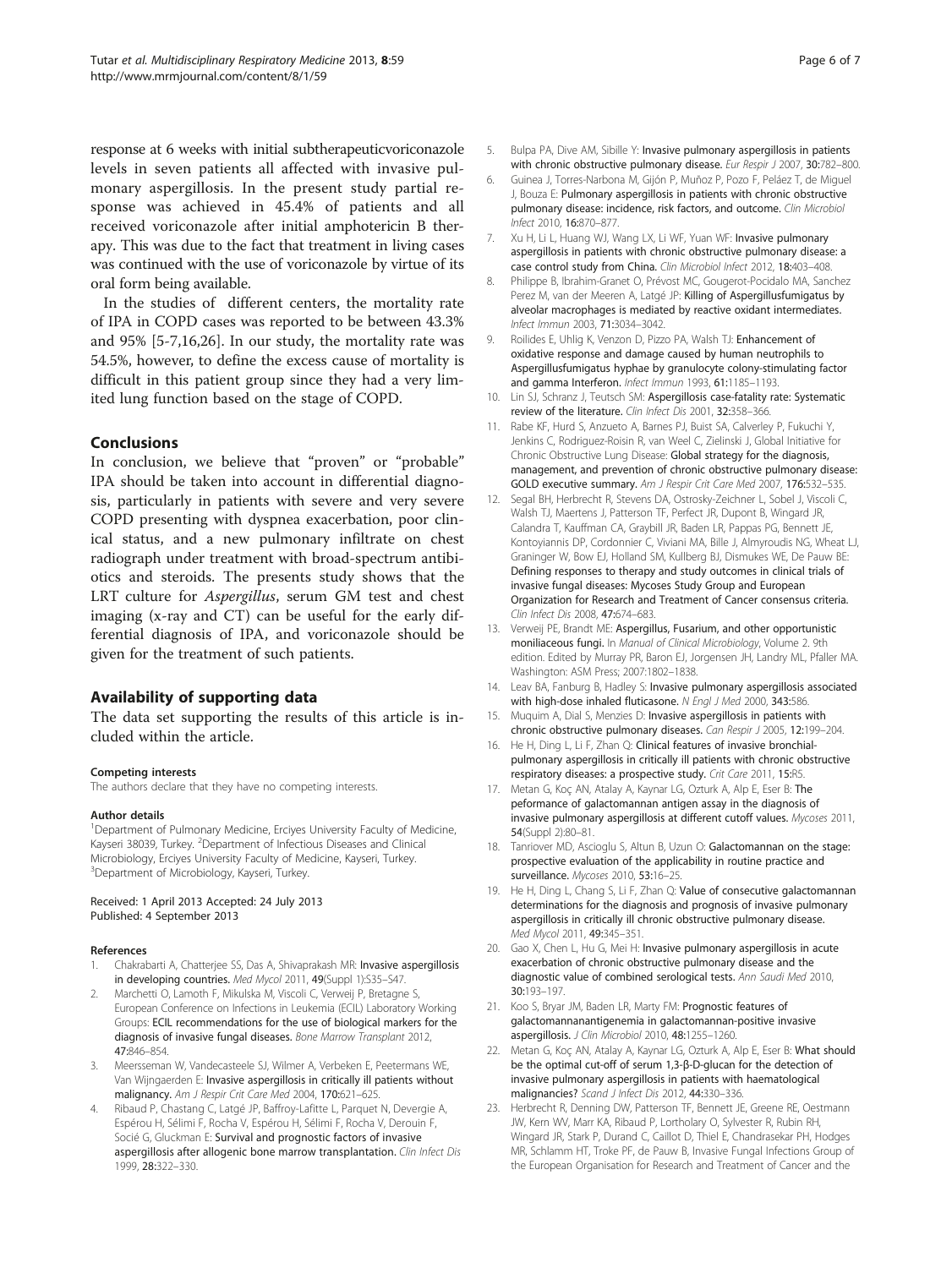response at 6 weeks with initial subtherapeuticvoriconazole levels in seven patients all affected with invasive pulmonary aspergillosis. In the present study partial response was achieved in 45.4% of patients and all received voriconazole after initial amphotericin B therapy. This was due to the fact that treatment in living cases was continued with the use of voriconazole by virtue of its oral form being available.

In the studies of different centers, the mortality rate of IPA in COPD cases was reported to be between 43.3% and 95% [5-7,16,26]. In our study, the mortality rate was 54.5%, however, to define the excess cause of mortality is difficult in this patient group since they had a very limited lung function based on the stage of COPD.

## Conclusions

In conclusion, we believe that "proven" or "probable" IPA should be taken into account in differential diagnosis, particularly in patients with severe and very severe COPD presenting with dyspnea exacerbation, poor clinical status, and a new pulmonary infiltrate on chest radiograph under treatment with broad-spectrum antibiotics and steroids. The presents study shows that the LRT culture for *Aspergillus*, serum GM test and chest imaging (x-ray and CT) can be useful for the early differential diagnosis of IPA, and voriconazole should be given for the treatment of such patients.

## Availability of supporting data

The data set supporting the results of this article is included within the article.

#### Competing interests

The authors declare that they have no competing interests.

#### Author details

[1]Department of Pulmonary Medicine, Erciyes University Faculty of Medicine, Kayseri 38039, Turkey. [2]Department of Infectious Diseases and Clinical Microbiology, Erciyes University Faculty of Medicine, Kayseri, Turkey. [3]Department of Microbiology, Kayseri, Turkey.

Received: 1 April 2013 Accepted: 24 July 2013
Published: 4 September 2013

#### References

1. Chakrabarti A, Chatterjee SS, Das A, Shivaprakash MR: **Invasive aspergillosis in developing countries.** *Med Mycol* 2011, **49**(Suppl 1):S35–S47.
2. Marchetti O, Lamoth F, Mikulska M, Viscoli C, Verweij P, Bretagne S, European Conference on Infections in Leukemia (ECIL) Laboratory Working Groups: **ECIL recommendations for the use of biological markers for the diagnosis of invasive fungal diseases.** *Bone Marrow Transplant* 2012, **47:**846–854.
3. Meersseman W, Vandecasteele SJ, Wilmer A, Verbeken E, Peetermans WE, Van Wijngaerden E: **Invasive aspergillosis in critically ill patients without malignancy.** *Am J Respir Crit Care Med* 2004, **170:**621–625.
4. Ribaud P, Chastang C, Latgé JP, Baffroy-Lafitte L, Parquet N, Devergie A, Espérou H, Sélimi F, Rocha V, Espérou H, Sélimi F, Rocha V, Derouin F, Socié G, Gluckman E: **Survival and prognostic factors of invasive aspergillosis after allogenic bone marrow transplantation.** *Clin Infect Dis* 1999, **28:**322–330.
5. Bulpa PA, Dive AM, Sibille Y: **Invasive pulmonary aspergillosis in patients with chronic obstructive pulmonary disease.** *Eur Respir J* 2007, **30:**782–800.
6. Guinea J, Torres-Narbona M, Gijón P, Muñoz P, Pozo F, Peláez T, de Miguel J, Bouza E: **Pulmonary aspergillosis in patients with chronic obstructive pulmonary disease: incidence, risk factors, and outcome.** *Clin Microbiol Infect* 2010, **16:**870–877.
7. Xu H, Li L, Huang WJ, Wang LX, Li WF, Yuan WF: **Invasive pulmonary aspergillosis in patients with chronic obstructive pulmonary disease: a case control study from China.** *Clin Microbiol Infect* 2012, **18:**403–408.
8. Philippe B, Ibrahim-Granet O, Prévost MC, Gougerot-Pocidalo MA, Sanchez Perez M, van der Meeren A, Latgé JP: **Killing of Aspergillusfumigatus by alveolar macrophages is mediated by reactive oxidant intermediates.** *Infect Immun* 2003, **71:**3034–3042.
9. Roilides E, Uhlig K, Venzon D, Pizzo PA, Walsh TJ: **Enhancement of oxidative response and damage caused by human neutrophils to Aspergillusfumigatus hyphae by granulocyte colony-stimulating factor and gamma Interferon.** *Infect Immun* 1993, **61:**1185–1193.
10. Lin SJ, Schranz J, Teutsch SM: **Aspergillosis case-fatality rate: Systematic review of the literature.** *Clin Infect Dis* 2001, **32:**358–366.
11. Rabe KF, Hurd S, Anzueto A, Barnes PJ, Buist SA, Calverley P, Fukuchi Y, Jenkins C, Rodriguez-Roisin R, van Weel C, Zielinski J, Global Initiative for Chronic Obstructive Lung Disease: **Global strategy for the diagnosis, management, and prevention of chronic obstructive pulmonary disease: GOLD executive summary.** *Am J Respir Crit Care Med* 2007, **176:**532–535.
12. Segal BH, Herbrecht R, Stevens DA, Ostrosky-Zeichner L, Sobel J, Viscoli C, Walsh TJ, Maertens J, Patterson TF, Perfect JR, Dupont B, Wingard JR, Calandra T, Kauffman CA, Graybill JR, Baden LR, Pappas PG, Bennett JE, Kontoyiannis DP, Cordonnier C, Viviani MA, Bille J, Almyroudis NG, Wheat LJ, Graninger W, Bow EJ, Holland SM, Kullberg BJ, Dismukes WE, De Pauw BE: **Defining responses to therapy and study outcomes in clinical trials of invasive fungal diseases: Mycoses Study Group and European Organization for Research and Treatment of Cancer consensus criteria.** *Clin Infect Dis* 2008, **47:**674–683.
13. Verweij PE, Brandt ME: **Aspergillus, Fusarium, and other opportunistic moniliaceous fungi.** In *Manual of Clinical Microbiology*, Volume 2. 9th edition. Edited by Murray PR, Baron EJ, Jorgensen JH, Landry ML, Pfaller MA. Washington: ASM Press; 2007:1802–1838.
14. Leav BA, Fanburg B, Hadley S: **Invasive pulmonary aspergillosis associated with high-dose inhaled fluticasone.** *N Engl J Med* 2000, **343:**586.
15. Muquim A, Dial S, Menzies D: **Invasive aspergillosis in patients with chronic obstructive pulmonary diseases.** *Can Respir J* 2005, **12:**199–204.
16. He H, Ding L, Li F, Zhan Q: **Clinical features of invasive bronchial-pulmonary aspergillosis in critically ill patients with chronic obstructive respiratory diseases: a prospective study.** *Crit Care* 2011, **15:**R5.
17. Metan G, Koç AN, Atalay A, Kaynar LG, Ozturk A, Alp E, Eser B: **The peformance of galactomannan antigen assay in the diagnosis of invasive pulmonary aspergillosis at different cutoff values.** *Mycoses* 2011, **54**(Suppl 2):80–81.
18. Tanriover MD, Ascioglu S, Altun B, Uzun O: **Galactomannan on the stage: prospective evaluation of the applicability in routine practice and surveillance.** *Mycoses* 2010, **53:**16–25.
19. He H, Ding L, Chang S, Li F, Zhan Q: **Value of consecutive galactomannan determinations for the diagnosis and prognosis of invasive pulmonary aspergillosis in critically ill chronic obstructive pulmonary disease.** *Med Mycol* 2011, **49:**345–351.
20. Gao X, Chen L, Hu G, Mei H: **Invasive pulmonary aspergillosis in acute exacerbation of chronic obstructive pulmonary disease and the diagnostic value of combined serological tests.** *Ann Saudi Med* 2010, **30:**193–197.
21. Koo S, Bryar JM, Baden LR, Marty FM: **Prognostic features of galactomannanantigenemia in galactomannan-positive invasive aspergillosis.** *J Clin Microbiol* 2010, **48:**1255–1260.
22. Metan G, Koç AN, Atalay A, Kaynar LG, Ozturk A, Alp E, Eser B: **What should be the optimal cut-off of serum 1,3-β-D-glucan for the detection of invasive pulmonary aspergillosis in patients with haematological malignancies?** *Scand J Infect Dis* 2012, **44:**330–336.
23. Herbrecht R, Denning DW, Patterson TF, Bennett JE, Greene RE, Oestmann JW, Kern WV, Marr KA, Ribaud P, Lortholary O, Sylvester R, Rubin RH, Wingard JR, Stark P, Durand C, Caillot D, Thiel E, Chandrasekar PH, Hodges MR, Schlamm HT, Troke PF, de Pauw B, Invasive Fungal Infections Group of the European Organisation for Research and Treatment of Cancer and the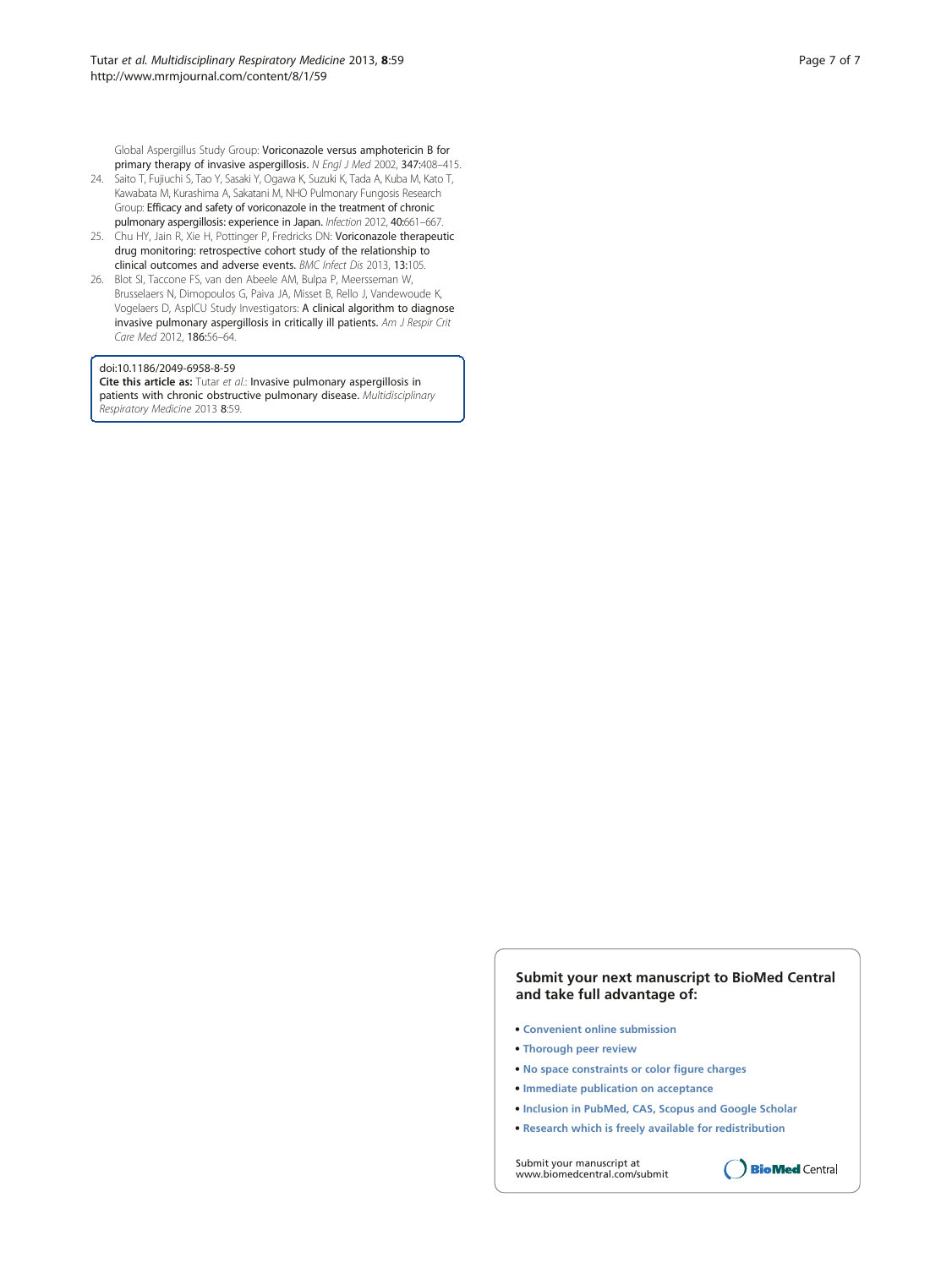Global Aspergillus Study Group: Voriconazole versus amphotericin B for primary therapy of invasive aspergillosis. *N Engl J Med* 2002, **347**:408–415.

24. Saito T, Fujiuchi S, Tao Y, Sasaki Y, Ogawa K, Suzuki K, Tada A, Kuba M, Kato T, Kawabata M, Kurashima A, Sakatani M, NHO Pulmonary Fungosis Research Group: Efficacy and safety of voriconazole in the treatment of chronic pulmonary aspergillosis: experience in Japan. *Infection* 2012, **40**:661–667.
25. Chu HY, Jain R, Xie H, Pottinger P, Fredricks DN: Voriconazole therapeutic drug monitoring: retrospective cohort study of the relationship to clinical outcomes and adverse events. *BMC Infect Dis* 2013, **13**:105.
26. Blot SI, Taccone FS, van den Abeele AM, Bulpa P, Meersseman W, Brusselaers N, Dimopoulos G, Paiva JA, Misset B, Rello J, Vandewoude K, Vogelaers D, AspICU Study Investigators: A clinical algorithm to diagnose invasive pulmonary aspergillosis in critically ill patients. *Am J Respir Crit Care Med* 2012, **186**:56–64.

doi:10.1186/2049-6958-8-59

**Cite this article as:** Tutar *et al.*: Invasive pulmonary aspergillosis in patients with chronic obstructive pulmonary disease. *Multidisciplinary Respiratory Medicine* 2013 **8**:59.

**Submit your next manuscript to BioMed Central and take full advantage of:**

- **Convenient online submission**
- **Thorough peer review**
- **No space constraints or color figure charges**
- **Immediate publication on acceptance**
- **Inclusion in PubMed, CAS, Scopus and Google Scholar**
- **Research which is freely available for redistribution**

Submit your manuscript at
www.biomedcentral.com/submit

BioMed Central